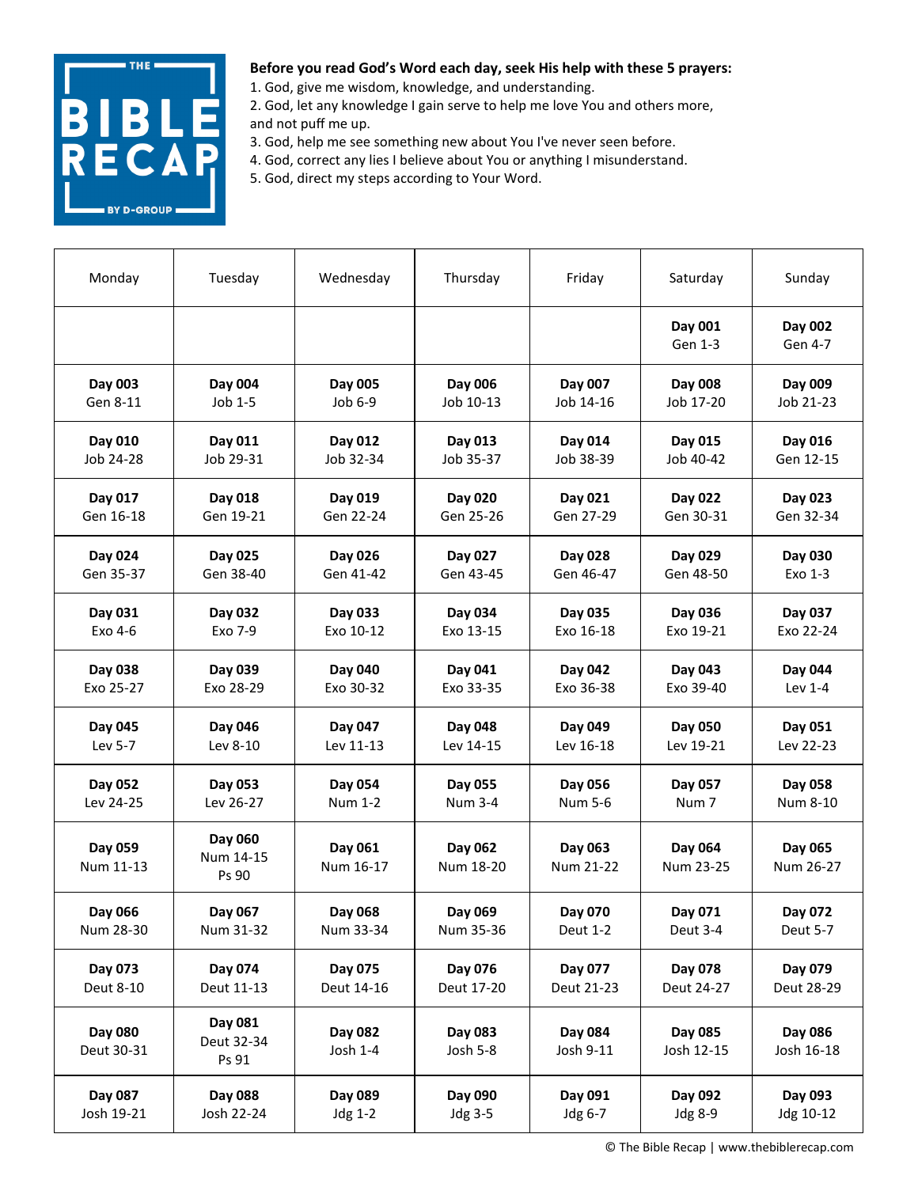**Before you read God's Word each day, seek His help with these 5 prayers:**

1. God, give me wisdom, knowledge, and understanding.
2. God, let any knowledge I gain serve to help me love You and others more, and not puff me up.
3. God, help me see something new about You I've never seen before.
4. God, correct any lies I believe about You or anything I misunderstand.
5. God, direct my steps according to Your Word.

| Monday | Tuesday | Wednesday | Thursday | Friday | Saturday | Sunday |
|---|---|---|---|---|---|---|
| | | | | | **Day 001** Gen 1-3 | **Day 002** Gen 4-7 |
| **Day 003** Gen 8-11 | **Day 004** Job 1-5 | **Day 005** Job 6-9 | **Day 006** Job 10-13 | **Day 007** Job 14-16 | **Day 008** Job 17-20 | **Day 009** Job 21-23 |
| **Day 010** Job 24-28 | **Day 011** Job 29-31 | **Day 012** Job 32-34 | **Day 013** Job 35-37 | **Day 014** Job 38-39 | **Day 015** Job 40-42 | **Day 016** Gen 12-15 |
| **Day 017** Gen 16-18 | **Day 018** Gen 19-21 | **Day 019** Gen 22-24 | **Day 020** Gen 25-26 | **Day 021** Gen 27-29 | **Day 022** Gen 30-31 | **Day 023** Gen 32-34 |
| **Day 024** Gen 35-37 | **Day 025** Gen 38-40 | **Day 026** Gen 41-42 | **Day 027** Gen 43-45 | **Day 028** Gen 46-47 | **Day 029** Gen 48-50 | **Day 030** Exo 1-3 |
| **Day 031** Exo 4-6 | **Day 032** Exo 7-9 | **Day 033** Exo 10-12 | **Day 034** Exo 13-15 | **Day 035** Exo 16-18 | **Day 036** Exo 19-21 | **Day 037** Exo 22-24 |
| **Day 038** Exo 25-27 | **Day 039** Exo 28-29 | **Day 040** Exo 30-32 | **Day 041** Exo 33-35 | **Day 042** Exo 36-38 | **Day 043** Exo 39-40 | **Day 044** Lev 1-4 |
| **Day 045** Lev 5-7 | **Day 046** Lev 8-10 | **Day 047** Lev 11-13 | **Day 048** Lev 14-15 | **Day 049** Lev 16-18 | **Day 050** Lev 19-21 | **Day 051** Lev 22-23 |
| **Day 052** Lev 24-25 | **Day 053** Lev 26-27 | **Day 054** Num 1-2 | **Day 055** Num 3-4 | **Day 056** Num 5-6 | **Day 057** Num 7 | **Day 058** Num 8-10 |
| **Day 059** Num 11-13 | **Day 060** Num 14-15 Ps 90 | **Day 061** Num 16-17 | **Day 062** Num 18-20 | **Day 063** Num 21-22 | **Day 064** Num 23-25 | **Day 065** Num 26-27 |
| **Day 066** Num 28-30 | **Day 067** Num 31-32 | **Day 068** Num 33-34 | **Day 069** Num 35-36 | **Day 070** Deut 1-2 | **Day 071** Deut 3-4 | **Day 072** Deut 5-7 |
| **Day 073** Deut 8-10 | **Day 074** Deut 11-13 | **Day 075** Deut 14-16 | **Day 076** Deut 17-20 | **Day 077** Deut 21-23 | **Day 078** Deut 24-27 | **Day 079** Deut 28-29 |
| **Day 080** Deut 30-31 | **Day 081** Deut 32-34 Ps 91 | **Day 082** Josh 1-4 | **Day 083** Josh 5-8 | **Day 084** Josh 9-11 | **Day 085** Josh 12-15 | **Day 086** Josh 16-18 |
| **Day 087** Josh 19-21 | **Day 088** Josh 22-24 | **Day 089** Jdg 1-2 | **Day 090** Jdg 3-5 | **Day 091** Jdg 6-7 | **Day 092** Jdg 8-9 | **Day 093** Jdg 10-12 |

© The Bible Recap | www.thebiblerecap.com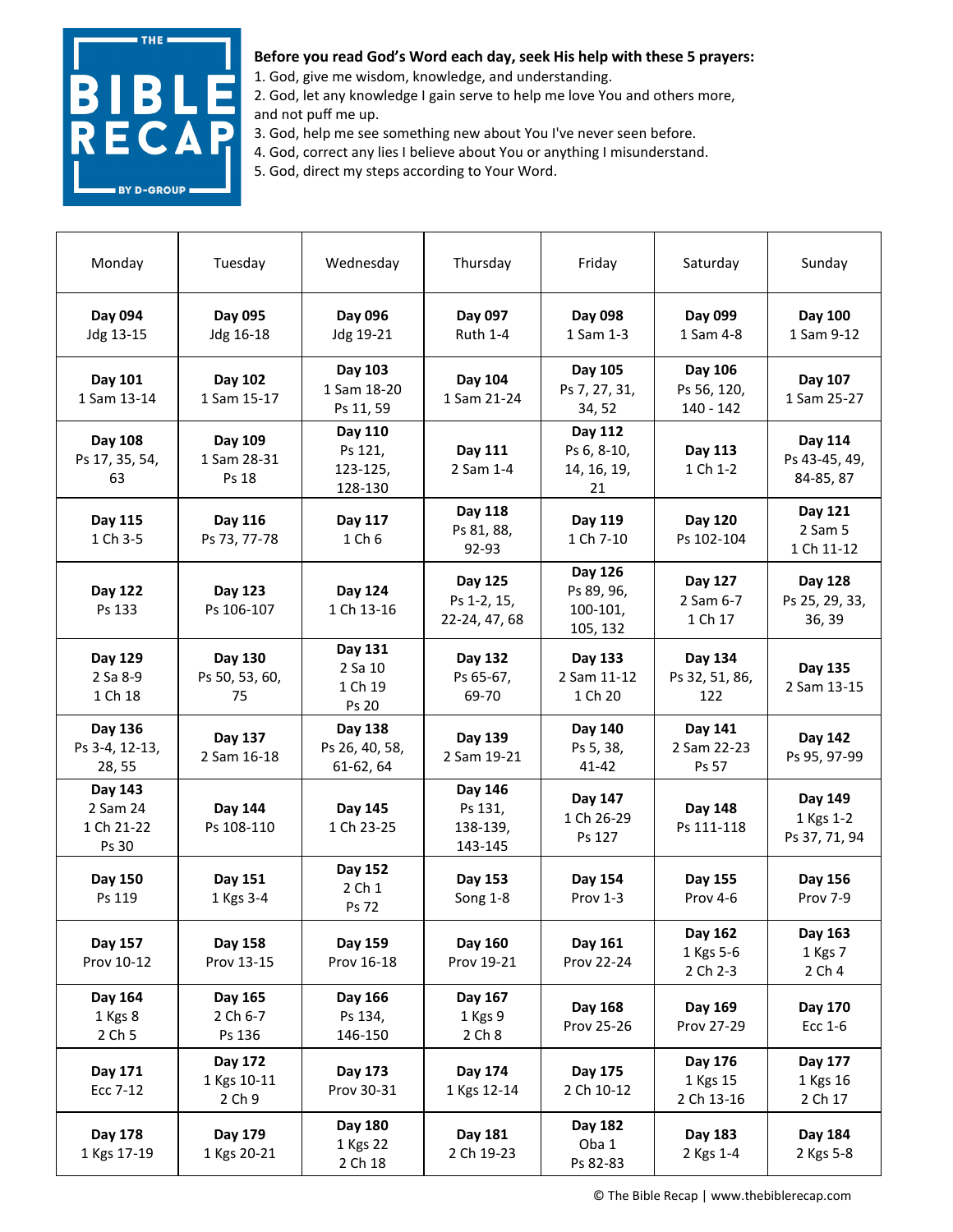THE BIBLE RECAP BY D-GROUP

**Before you read God's Word each day, seek His help with these 5 prayers:**

1. God, give me wisdom, knowledge, and understanding.
2. God, let any knowledge I gain serve to help me love You and others more, and not puff me up.
3. God, help me see something new about You I've never seen before.
4. God, correct any lies I believe about You or anything I misunderstand.
5. God, direct my steps according to Your Word.

| Monday | Tuesday | Wednesday | Thursday | Friday | Saturday | Sunday |
|---|---|---|---|---|---|---|
| **Day 094** Jdg 13-15 | **Day 095** Jdg 16-18 | **Day 096** Jdg 19-21 | **Day 097** Ruth 1-4 | **Day 098** 1 Sam 1-3 | **Day 099** 1 Sam 4-8 | **Day 100** 1 Sam 9-12 |
| **Day 101** 1 Sam 13-14 | **Day 102** 1 Sam 15-17 | **Day 103** 1 Sam 18-20 Ps 11, 59 | **Day 104** 1 Sam 21-24 | **Day 105** Ps 7, 27, 31, 34, 52 | **Day 106** Ps 56, 120, 140 - 142 | **Day 107** 1 Sam 25-27 |
| **Day 108** Ps 17, 35, 54, 63 | **Day 109** 1 Sam 28-31 Ps 18 | **Day 110** Ps 121, 123-125, 128-130 | **Day 111** 2 Sam 1-4 | **Day 112** Ps 6, 8-10, 14, 16, 19, 21 | **Day 113** 1 Ch 1-2 | **Day 114** Ps 43-45, 49, 84-85, 87 |
| **Day 115** 1 Ch 3-5 | **Day 116** Ps 73, 77-78 | **Day 117** 1 Ch 6 | **Day 118** Ps 81, 88, 92-93 | **Day 119** 1 Ch 7-10 | **Day 120** Ps 102-104 | **Day 121** 2 Sam 5 1 Ch 11-12 |
| **Day 122** Ps 133 | **Day 123** Ps 106-107 | **Day 124** 1 Ch 13-16 | **Day 125** Ps 1-2, 15, 22-24, 47, 68 | **Day 126** Ps 89, 96, 100-101, 105, 132 | **Day 127** 2 Sam 6-7 1 Ch 17 | **Day 128** Ps 25, 29, 33, 36, 39 |
| **Day 129** 2 Sa 8-9 1 Ch 18 | **Day 130** Ps 50, 53, 60, 75 | **Day 131** 2 Sa 10 1 Ch 19 Ps 20 | **Day 132** Ps 65-67, 69-70 | **Day 133** 2 Sam 11-12 1 Ch 20 | **Day 134** Ps 32, 51, 86, 122 | **Day 135** 2 Sam 13-15 |
| **Day 136** Ps 3-4, 12-13, 28, 55 | **Day 137** 2 Sam 16-18 | **Day 138** Ps 26, 40, 58, 61-62, 64 | **Day 139** 2 Sam 19-21 | **Day 140** Ps 5, 38, 41-42 | **Day 141** 2 Sam 22-23 Ps 57 | **Day 142** Ps 95, 97-99 |
| **Day 143** 2 Sam 24 1 Ch 21-22 Ps 30 | **Day 144** Ps 108-110 | **Day 145** 1 Ch 23-25 | **Day 146** Ps 131, 138-139, 143-145 | **Day 147** 1 Ch 26-29 Ps 127 | **Day 148** Ps 111-118 | **Day 149** 1 Kgs 1-2 Ps 37, 71, 94 |
| **Day 150** Ps 119 | **Day 151** 1 Kgs 3-4 | **Day 152** 2 Ch 1 Ps 72 | **Day 153** Song 1-8 | **Day 154** Prov 1-3 | **Day 155** Prov 4-6 | **Day 156** Prov 7-9 |
| **Day 157** Prov 10-12 | **Day 158** Prov 13-15 | **Day 159** Prov 16-18 | **Day 160** Prov 19-21 | **Day 161** Prov 22-24 | **Day 162** 1 Kgs 5-6 2 Ch 2-3 | **Day 163** 1 Kgs 7 2 Ch 4 |
| **Day 164** 1 Kgs 8 2 Ch 5 | **Day 165** 2 Ch 6-7 Ps 136 | **Day 166** Ps 134, 146-150 | **Day 167** 1 Kgs 9 2 Ch 8 | **Day 168** Prov 25-26 | **Day 169** Prov 27-29 | **Day 170** Ecc 1-6 |
| **Day 171** Ecc 7-12 | **Day 172** 1 Kgs 10-11 2 Ch 9 | **Day 173** Prov 30-31 | **Day 174** 1 Kgs 12-14 | **Day 175** 2 Ch 10-12 | **Day 176** 1 Kgs 15 2 Ch 13-16 | **Day 177** 1 Kgs 16 2 Ch 17 |
| **Day 178** 1 Kgs 17-19 | **Day 179** 1 Kgs 20-21 | **Day 180** 1 Kgs 22 2 Ch 18 | **Day 181** 2 Ch 19-23 | **Day 182** Oba 1 Ps 82-83 | **Day 183** 2 Kgs 1-4 | **Day 184** 2 Kgs 5-8 |

© The Bible Recap | www.thebiblerecap.com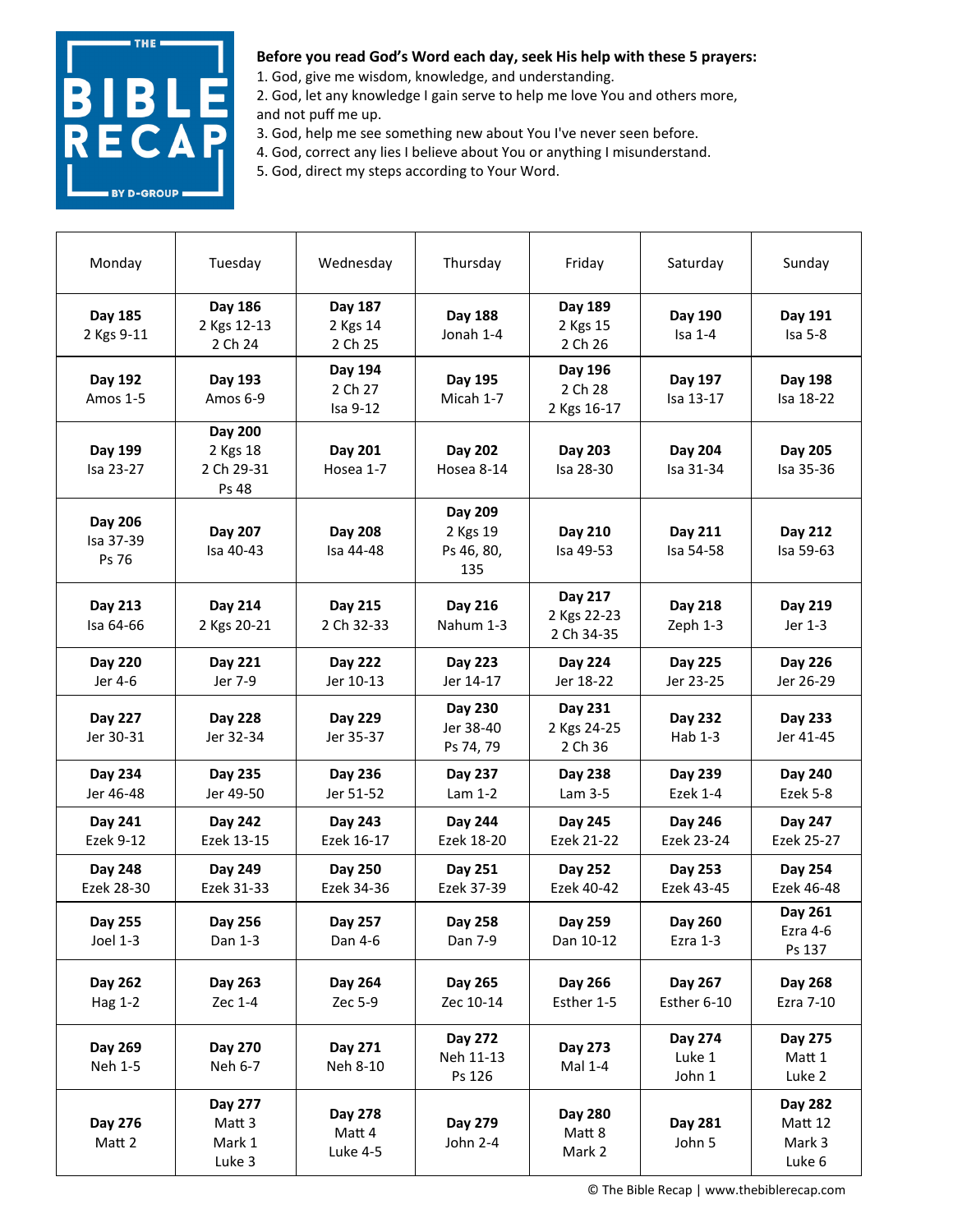THE BIBLE RECAP BY D-GROUP

**Before you read God's Word each day, seek His help with these 5 prayers:**

1. God, give me wisdom, knowledge, and understanding.
2. God, let any knowledge I gain serve to help me love You and others more, and not puff me up.
3. God, help me see something new about You I've never seen before.
4. God, correct any lies I believe about You or anything I misunderstand.
5. God, direct my steps according to Your Word.

| Monday | Tuesday | Wednesday | Thursday | Friday | Saturday | Sunday |
|---|---|---|---|---|---|---|
| **Day 185** 2 Kgs 9-11 | **Day 186** 2 Kgs 12-13 2 Ch 24 | **Day 187** 2 Kgs 14 2 Ch 25 | **Day 188** Jonah 1-4 | **Day 189** 2 Kgs 15 2 Ch 26 | **Day 190** Isa 1-4 | **Day 191** Isa 5-8 |
| **Day 192** Amos 1-5 | **Day 193** Amos 6-9 | **Day 194** 2 Ch 27 Isa 9-12 | **Day 195** Micah 1-7 | **Day 196** 2 Ch 28 2 Kgs 16-17 | **Day 197** Isa 13-17 | **Day 198** Isa 18-22 |
| **Day 199** Isa 23-27 | **Day 200** 2 Kgs 18 2 Ch 29-31 Ps 48 | **Day 201** Hosea 1-7 | **Day 202** Hosea 8-14 | **Day 203** Isa 28-30 | **Day 204** Isa 31-34 | **Day 205** Isa 35-36 |
| **Day 206** Isa 37-39 Ps 76 | **Day 207** Isa 40-43 | **Day 208** Isa 44-48 | **Day 209** 2 Kgs 19 Ps 46, 80, 135 | **Day 210** Isa 49-53 | **Day 211** Isa 54-58 | **Day 212** Isa 59-63 |
| **Day 213** Isa 64-66 | **Day 214** 2 Kgs 20-21 | **Day 215** 2 Ch 32-33 | **Day 216** Nahum 1-3 | **Day 217** 2 Kgs 22-23 2 Ch 34-35 | **Day 218** Zeph 1-3 | **Day 219** Jer 1-3 |
| **Day 220** Jer 4-6 | **Day 221** Jer 7-9 | **Day 222** Jer 10-13 | **Day 223** Jer 14-17 | **Day 224** Jer 18-22 | **Day 225** Jer 23-25 | **Day 226** Jer 26-29 |
| **Day 227** Jer 30-31 | **Day 228** Jer 32-34 | **Day 229** Jer 35-37 | **Day 230** Jer 38-40 Ps 74, 79 | **Day 231** 2 Kgs 24-25 2 Ch 36 | **Day 232** Hab 1-3 | **Day 233** Jer 41-45 |
| **Day 234** Jer 46-48 | **Day 235** Jer 49-50 | **Day 236** Jer 51-52 | **Day 237** Lam 1-2 | **Day 238** Lam 3-5 | **Day 239** Ezek 1-4 | **Day 240** Ezek 5-8 |
| **Day 241** Ezek 9-12 | **Day 242** Ezek 13-15 | **Day 243** Ezek 16-17 | **Day 244** Ezek 18-20 | **Day 245** Ezek 21-22 | **Day 246** Ezek 23-24 | **Day 247** Ezek 25-27 |
| **Day 248** Ezek 28-30 | **Day 249** Ezek 31-33 | **Day 250** Ezek 34-36 | **Day 251** Ezek 37-39 | **Day 252** Ezek 40-42 | **Day 253** Ezek 43-45 | **Day 254** Ezek 46-48 |
| **Day 255** Joel 1-3 | **Day 256** Dan 1-3 | **Day 257** Dan 4-6 | **Day 258** Dan 7-9 | **Day 259** Dan 10-12 | **Day 260** Ezra 1-3 | **Day 261** Ezra 4-6 Ps 137 |
| **Day 262** Hag 1-2 | **Day 263** Zec 1-4 | **Day 264** Zec 5-9 | **Day 265** Zec 10-14 | **Day 266** Esther 1-5 | **Day 267** Esther 6-10 | **Day 268** Ezra 7-10 |
| **Day 269** Neh 1-5 | **Day 270** Neh 6-7 | **Day 271** Neh 8-10 | **Day 272** Neh 11-13 Ps 126 | **Day 273** Mal 1-4 | **Day 274** Luke 1 John 1 | **Day 275** Matt 1 Luke 2 |
| **Day 276** Matt 2 | **Day 277** Matt 3 Mark 1 Luke 3 | **Day 278** Matt 4 Luke 4-5 | **Day 279** John 2-4 | **Day 280** Matt 8 Mark 2 | **Day 281** John 5 | **Day 282** Matt 12 Mark 3 Luke 6 |

© The Bible Recap | www.thebiblerecap.com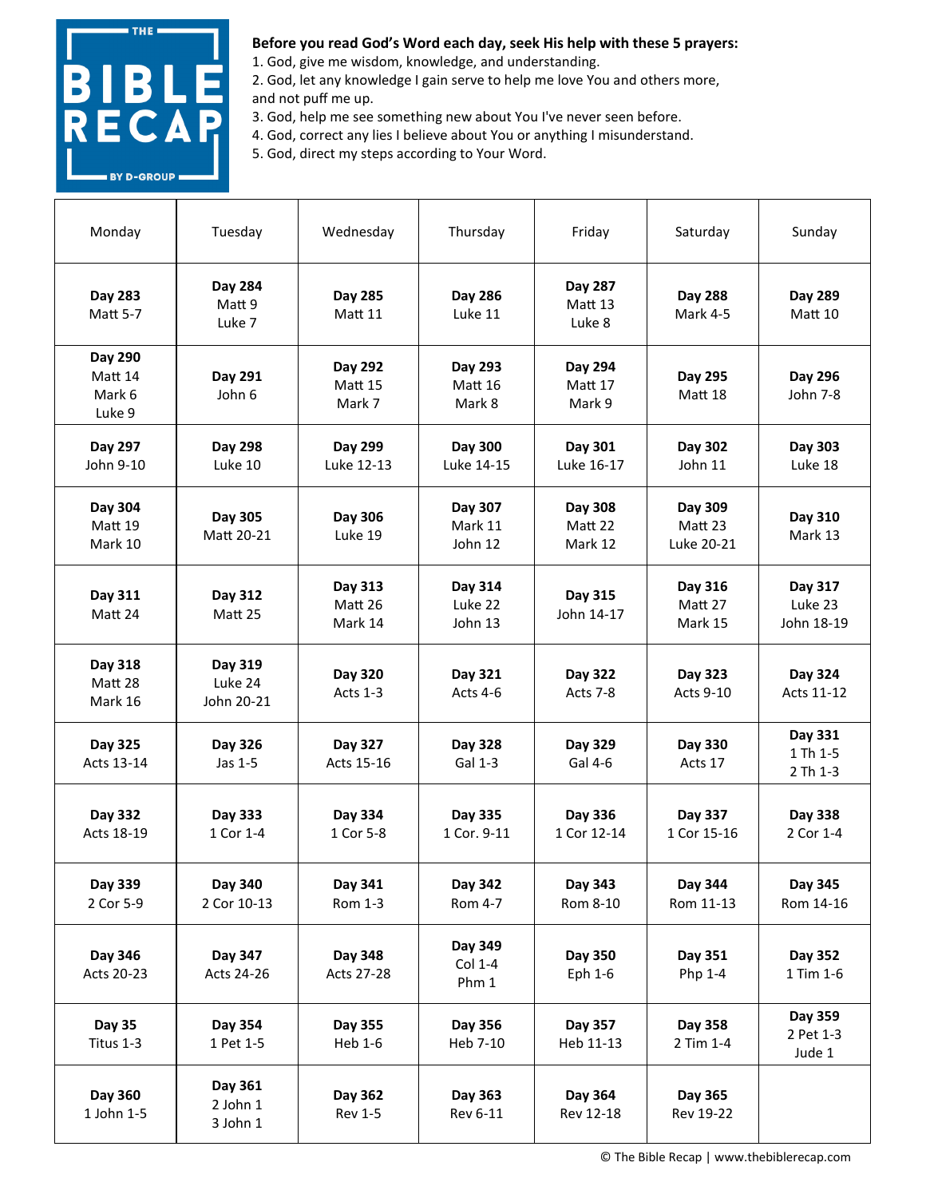THE BIBLE RECAP BY D-GROUP

**Before you read God's Word each day, seek His help with these 5 prayers:**

1. God, give me wisdom, knowledge, and understanding.
2. God, let any knowledge I gain serve to help me love You and others more, and not puff me up.
3. God, help me see something new about You I've never seen before.
4. God, correct any lies I believe about You or anything I misunderstand.
5. God, direct my steps according to Your Word.

| Monday | Tuesday | Wednesday | Thursday | Friday | Saturday | Sunday |
|---|---|---|---|---|---|---|
| **Day 283** Matt 5-7 | **Day 284** Matt 9 Luke 7 | **Day 285** Matt 11 | **Day 286** Luke 11 | **Day 287** Matt 13 Luke 8 | **Day 288** Mark 4-5 | **Day 289** Matt 10 |
| **Day 290** Matt 14 Mark 6 Luke 9 | **Day 291** John 6 | **Day 292** Matt 15 Mark 7 | **Day 293** Matt 16 Mark 8 | **Day 294** Matt 17 Mark 9 | **Day 295** Matt 18 | **Day 296** John 7-8 |
| **Day 297** John 9-10 | **Day 298** Luke 10 | **Day 299** Luke 12-13 | **Day 300** Luke 14-15 | **Day 301** Luke 16-17 | **Day 302** John 11 | **Day 303** Luke 18 |
| **Day 304** Matt 19 Mark 10 | **Day 305** Matt 20-21 | **Day 306** Luke 19 | **Day 307** Mark 11 John 12 | **Day 308** Matt 22 Mark 12 | **Day 309** Matt 23 Luke 20-21 | **Day 310** Mark 13 |
| **Day 311** Matt 24 | **Day 312** Matt 25 | **Day 313** Matt 26 Mark 14 | **Day 314** Luke 22 John 13 | **Day 315** John 14-17 | **Day 316** Matt 27 Mark 15 | **Day 317** Luke 23 John 18-19 |
| **Day 318** Matt 28 Mark 16 | **Day 319** Luke 24 John 20-21 | **Day 320** Acts 1-3 | **Day 321** Acts 4-6 | **Day 322** Acts 7-8 | **Day 323** Acts 9-10 | **Day 324** Acts 11-12 |
| **Day 325** Acts 13-14 | **Day 326** Jas 1-5 | **Day 327** Acts 15-16 | **Day 328** Gal 1-3 | **Day 329** Gal 4-6 | **Day 330** Acts 17 | **Day 331** 1 Th 1-5 2 Th 1-3 |
| **Day 332** Acts 18-19 | **Day 333** 1 Cor 1-4 | **Day 334** 1 Cor 5-8 | **Day 335** 1 Cor. 9-11 | **Day 336** 1 Cor 12-14 | **Day 337** 1 Cor 15-16 | **Day 338** 2 Cor 1-4 |
| **Day 339** 2 Cor 5-9 | **Day 340** 2 Cor 10-13 | **Day 341** Rom 1-3 | **Day 342** Rom 4-7 | **Day 343** Rom 8-10 | **Day 344** Rom 11-13 | **Day 345** Rom 14-16 |
| **Day 346** Acts 20-23 | **Day 347** Acts 24-26 | **Day 348** Acts 27-28 | **Day 349** Col 1-4 Phm 1 | **Day 350** Eph 1-6 | **Day 351** Php 1-4 | **Day 352** 1 Tim 1-6 |
| **Day 35** Titus 1-3 | **Day 354** 1 Pet 1-5 | **Day 355** Heb 1-6 | **Day 356** Heb 7-10 | **Day 357** Heb 11-13 | **Day 358** 2 Tim 1-4 | **Day 359** 2 Pet 1-3 Jude 1 |
| **Day 360** 1 John 1-5 | **Day 361** 2 John 1 3 John 1 | **Day 362** Rev 1-5 | **Day 363** Rev 6-11 | **Day 364** Rev 12-18 | **Day 365** Rev 19-22 | |

© The Bible Recap | www.thebiblerecap.com